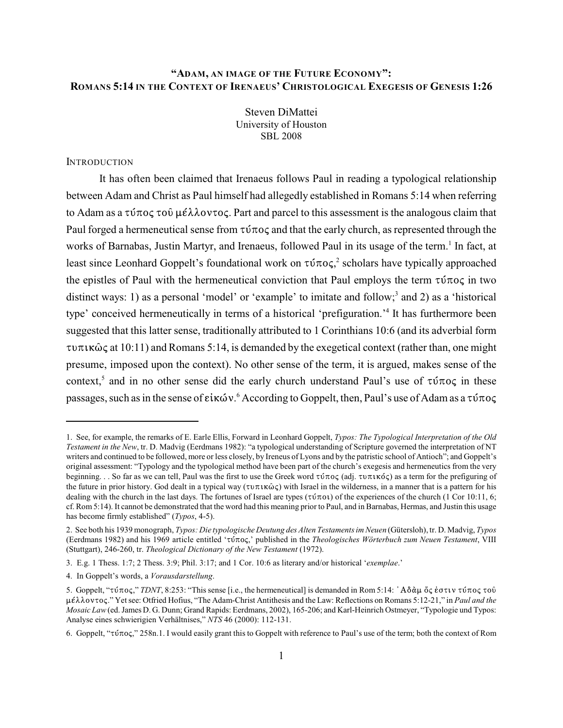# "ADAM, AN IMAGE OF THE FUTURE ECONOMY": ROMANS 5:14 IN THE CONTEXT OF IRENAEUS' CHRISTOLOGICAL EXEGESIS OF GENESIS 1:26

Steven DiMattei
University of Houston
SBL 2008

## INTRODUCTION

It has often been claimed that Irenaeus follows Paul in reading a typological relationship between Adam and Christ as Paul himself had allegedly established in Romans 5:14 when referring to Adam as a τύπος τοῦ μέλλοντος. Part and parcel to this assessment is the analogous claim that Paul forged a hermeneutical sense from τύπος and that the early church, as represented through the works of Barnabas, Justin Martyr, and Irenaeus, followed Paul in its usage of the term.[1] In fact, at least since Leonhard Goppelt's foundational work on τύπος,[2] scholars have typically approached the epistles of Paul with the hermeneutical conviction that Paul employs the term τύπος in two distinct ways: 1) as a personal 'model' or 'example' to imitate and follow;[3] and 2) as a 'historical type' conceived hermeneutically in terms of a historical 'prefiguration.'[4] It has furthermore been suggested that this latter sense, traditionally attributed to 1 Corinthians 10:6 (and its adverbial form τυπικῶς at 10:11) and Romans 5:14, is demanded by the exegetical context (rather than, one might presume, imposed upon the context). No other sense of the term, it is argued, makes sense of the context,[5] and in no other sense did the early church understand Paul's use of τύπος in these passages, such as in the sense of εἰκών.[6] According to Goppelt, then, Paul's use of Adam as a τύπος

---

1. See, for example, the remarks of E. Earle Ellis, Forward in Leonhard Goppelt, *Typos: The Typological Interpretation of the Old Testament in the New*, tr. D. Madvig (Eerdmans 1982): "a typological understanding of Scripture governed the interpretation of NT writers and continued to be followed, more or less closely, by Ireneus of Lyons and by the patristic school of Antioch"; and Goppelt's original assessment: "Typology and the typological method have been part of the church's exegesis and hermeneutics from the very beginning. . . So far as we can tell, Paul was the first to use the Greek word τύπος (adj. τυπικός) as a term for the prefiguring of the future in prior history. God dealt in a typical way (τυπικῶς) with Israel in the wilderness, in a manner that is a pattern for his dealing with the church in the last days. The fortunes of Israel are types (τύποι) of the experiences of the church (1 Cor 10:11, 6; cf. Rom 5:14). It cannot be demonstrated that the word had this meaning prior to Paul, and in Barnabas, Hermas, and Justin this usage has become firmly established" (*Typos*, 4-5).

2. See both his 1939 monograph, *Typos: Die typologische Deutung des Alten Testaments im Neuen* (Gütersloh), tr. D. Madvig, *Typos* (Eerdmans 1982) and his 1969 article entitled 'τύπος,' published in the *Theologisches Wörterbuch zum Neuen Testament*, VIII (Stuttgart), 246-260, tr. *Theological Dictionary of the New Testament* (1972).

3. E.g. 1 Thess. 1:7; 2 Thess. 3:9; Phil. 3:17; and 1 Cor. 10:6 as literary and/or historical '*exemplae*.'

4. In Goppelt's words, a *Vorausdarstellung*.

5. Goppelt, "τύπος," *TDNT*, 8:253: "This sense [i.e., the hermeneutical] is demanded in Rom 5:14: Ἀδὰμ ὅς ἐστιν τύπος τοῦ μέλλοντος." Yet see: Otfried Hofius, "The Adam-Christ Antithesis and the Law: Reflections on Romans 5:12-21," in *Paul and the Mosaic Law* (ed. James D. G. Dunn; Grand Rapids: Eerdmans, 2002), 165-206; and Karl-Heinrich Ostmeyer, "Typologie und Typos: Analyse eines schwierigen Verhältnises," *NTS* 46 (2000): 112-131.

6. Goppelt, "τύπος," 258n.1. I would easily grant this to Goppelt with reference to Paul's use of the term; both the context of Rom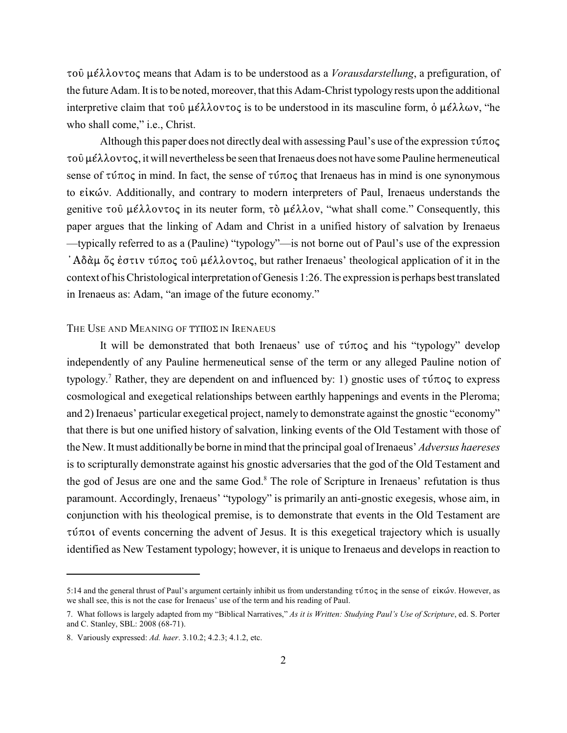τοῦ μέλλοντος means that Adam is to be understood as a *Vorausdarstellung*, a prefiguration, of the future Adam. It is to be noted, moreover, that this Adam-Christ typology rests upon the additional interpretive claim that τοῦ μέλλοντος is to be understood in its masculine form, ὁ μέλλων, "he who shall come," i.e., Christ.

Although this paper does not directly deal with assessing Paul's use of the expression τύπος τοῦ μέλλοντος, it will nevertheless be seen that Irenaeus does not have some Pauline hermeneutical sense of τύπος in mind. In fact, the sense of τύπος that Irenaeus has in mind is one synonymous to εἰκών. Additionally, and contrary to modern interpreters of Paul, Irenaeus understands the genitive τοῦ μέλλοντος in its neuter form, τὸ μέλλον, "what shall come." Consequently, this paper argues that the linking of Adam and Christ in a unified history of salvation by Irenaeus —typically referred to as a (Pauline) "typology"—is not borne out of Paul's use of the expression Ἀδὰμ ὅς ἐστιν τύπος τοῦ μέλλοντος, but rather Irenaeus' theological application of it in the context of his Christological interpretation of Genesis 1:26. The expression is perhaps best translated in Irenaeus as: Adam, "an image of the future economy."

## THE USE AND MEANING OF ΤΥΠΟΣ IN IRENAEUS

It will be demonstrated that both Irenaeus' use of τύπος and his "typology" develop independently of any Pauline hermeneutical sense of the term or any alleged Pauline notion of typology.[7] Rather, they are dependent on and influenced by: 1) gnostic uses of τύπος to express cosmological and exegetical relationships between earthly happenings and events in the Pleroma; and 2) Irenaeus' particular exegetical project, namely to demonstrate against the gnostic "economy" that there is but one unified history of salvation, linking events of the Old Testament with those of the New. It must additionally be borne in mind that the principal goal of Irenaeus' *Adversus haereses* is to scripturally demonstrate against his gnostic adversaries that the god of the Old Testament and the god of Jesus are one and the same God.[8] The role of Scripture in Irenaeus' refutation is thus paramount. Accordingly, Irenaeus' "typology" is primarily an anti-gnostic exegesis, whose aim, in conjunction with his theological premise, is to demonstrate that events in the Old Testament are τύποι of events concerning the advent of Jesus. It is this exegetical trajectory which is usually identified as New Testament typology; however, it is unique to Irenaeus and develops in reaction to

---

5:14 and the general thrust of Paul's argument certainly inhibit us from understanding τύπος in the sense of εἰκών. However, as we shall see, this is not the case for Irenaeus' use of the term and his reading of Paul.

7. What follows is largely adapted from my "Biblical Narratives," *As it is Written: Studying Paul's Use of Scripture*, ed. S. Porter and C. Stanley, SBL: 2008 (68-71).

8. Variously expressed: *Ad. haer*. 3.10.2; 4.2.3; 4.1.2, etc.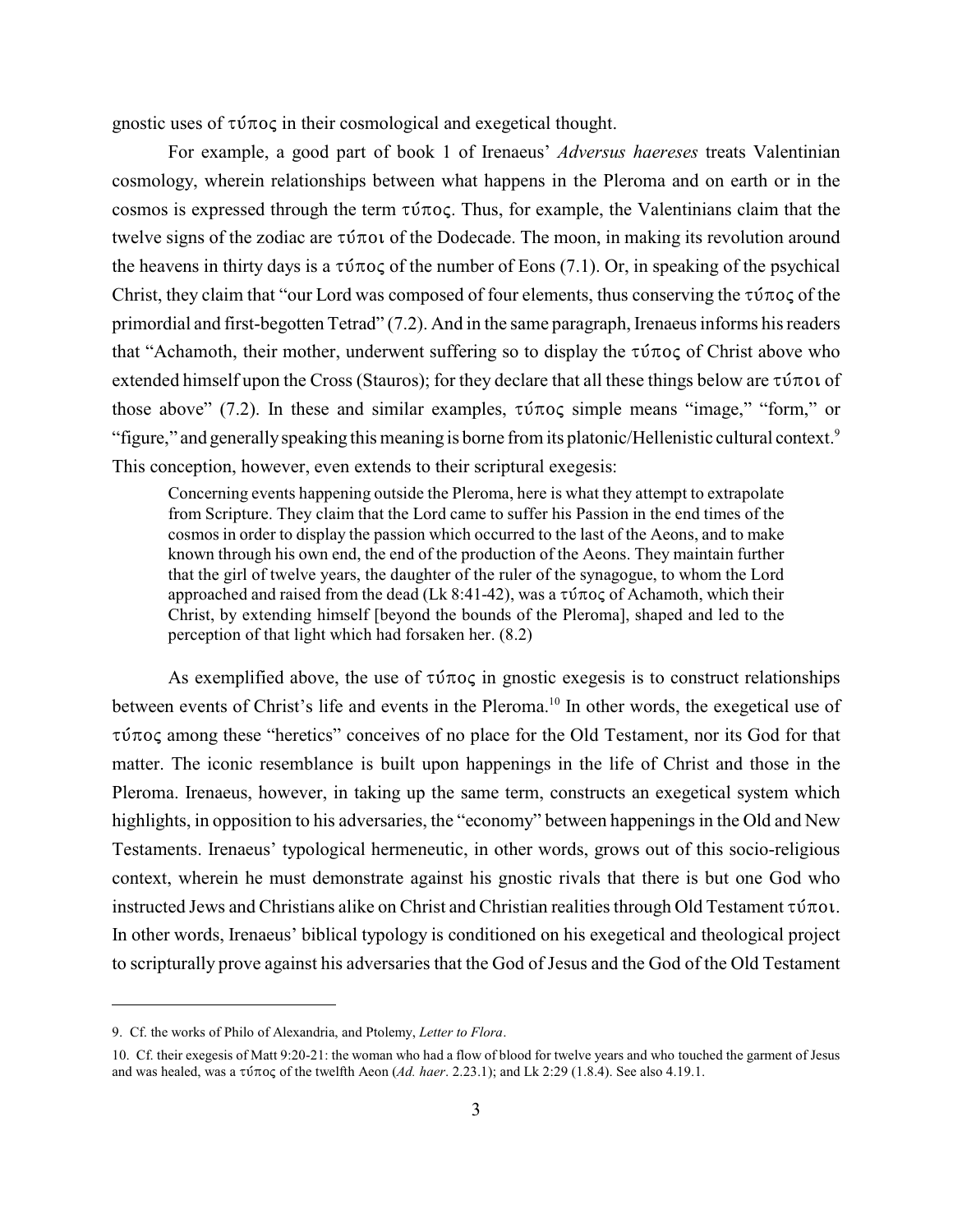gnostic uses of τύπος in their cosmological and exegetical thought.

For example, a good part of book 1 of Irenaeus' *Adversus haereses* treats Valentinian cosmology, wherein relationships between what happens in the Pleroma and on earth or in the cosmos is expressed through the term τύπος. Thus, for example, the Valentinians claim that the twelve signs of the zodiac are τύποι of the Dodecade. The moon, in making its revolution around the heavens in thirty days is a τύπος of the number of Eons (7.1). Or, in speaking of the psychical Christ, they claim that "our Lord was composed of four elements, thus conserving the τύπος of the primordial and first-begotten Tetrad" (7.2). And in the same paragraph, Irenaeus informs his readers that "Achamoth, their mother, underwent suffering so to display the τύπος of Christ above who extended himself upon the Cross (Stauros); for they declare that all these things below are τύποι of those above" (7.2). In these and similar examples, τύπος simple means "image," "form," or "figure," and generally speaking this meaning is borne from its platonic/Hellenistic cultural context.[9] This conception, however, even extends to their scriptural exegesis:

> Concerning events happening outside the Pleroma, here is what they attempt to extrapolate from Scripture. They claim that the Lord came to suffer his Passion in the end times of the cosmos in order to display the passion which occurred to the last of the Aeons, and to make known through his own end, the end of the production of the Aeons. They maintain further that the girl of twelve years, the daughter of the ruler of the synagogue, to whom the Lord approached and raised from the dead (Lk 8:41-42), was a τύπος of Achamoth, which their Christ, by extending himself [beyond the bounds of the Pleroma], shaped and led to the perception of that light which had forsaken her. (8.2)

As exemplified above, the use of τύπος in gnostic exegesis is to construct relationships between events of Christ's life and events in the Pleroma.[10] In other words, the exegetical use of τύπος among these "heretics" conceives of no place for the Old Testament, nor its God for that matter. The iconic resemblance is built upon happenings in the life of Christ and those in the Pleroma. Irenaeus, however, in taking up the same term, constructs an exegetical system which highlights, in opposition to his adversaries, the "economy" between happenings in the Old and New Testaments. Irenaeus' typological hermeneutic, in other words, grows out of this socio-religious context, wherein he must demonstrate against his gnostic rivals that there is but one God who instructed Jews and Christians alike on Christ and Christian realities through Old Testament τύποι. In other words, Irenaeus' biblical typology is conditioned on his exegetical and theological project to scripturally prove against his adversaries that the God of Jesus and the God of the Old Testament

---

9. Cf. the works of Philo of Alexandria, and Ptolemy, *Letter to Flora*.

10. Cf. their exegesis of Matt 9:20-21: the woman who had a flow of blood for twelve years and who touched the garment of Jesus and was healed, was a τύπος of the twelfth Aeon (*Ad. haer*. 2.23.1); and Lk 2:29 (1.8.4). See also 4.19.1.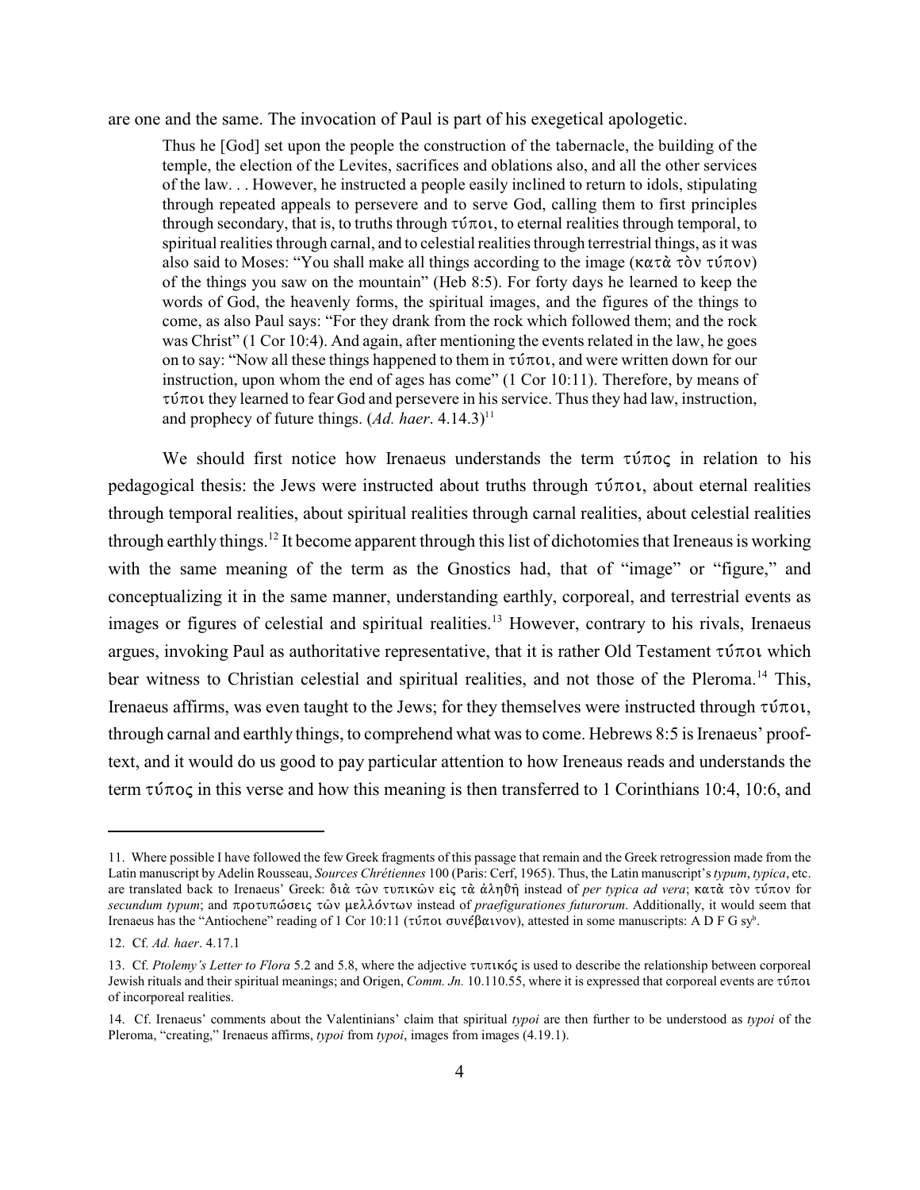are one and the same. The invocation of Paul is part of his exegetical apologetic.

> Thus he [God] set upon the people the construction of the tabernacle, the building of the temple, the election of the Levites, sacrifices and oblations also, and all the other services of the law. . . However, he instructed a people easily inclined to return to idols, stipulating through repeated appeals to persevere and to serve God, calling them to first principles through secondary, that is, to truths through τύποι, to eternal realities through temporal, to spiritual realities through carnal, and to celestial realities through terrestrial things, as it was also said to Moses: "You shall make all things according to the image (κατὰ τὸν τύπον) of the things you saw on the mountain" (Heb 8:5). For forty days he learned to keep the words of God, the heavenly forms, the spiritual images, and the figures of the things to come, as also Paul says: "For they drank from the rock which followed them; and the rock was Christ" (1 Cor 10:4). And again, after mentioning the events related in the law, he goes on to say: "Now all these things happened to them in τύποι, and were written down for our instruction, upon whom the end of ages has come" (1 Cor 10:11). Therefore, by means of τύποι they learned to fear God and persevere in his service. Thus they had law, instruction, and prophecy of future things. (*Ad. haer*. 4.14.3)[11]

We should first notice how Irenaeus understands the term τύπος in relation to his pedagogical thesis: the Jews were instructed about truths through τύποι, about eternal realities through temporal realities, about spiritual realities through carnal realities, about celestial realities through earthly things.[12] It become apparent through this list of dichotomies that Ireneaus is working with the same meaning of the term as the Gnostics had, that of "image" or "figure," and conceptualizing it in the same manner, understanding earthly, corporeal, and terrestrial events as images or figures of celestial and spiritual realities.[13] However, contrary to his rivals, Irenaeus argues, invoking Paul as authoritative representative, that it is rather Old Testament τύποι which bear witness to Christian celestial and spiritual realities, and not those of the Pleroma.[14] This, Irenaeus affirms, was even taught to the Jews; for they themselves were instructed through τύποι, through carnal and earthly things, to comprehend what was to come. Hebrews 8:5 is Irenaeus' proof-text, and it would do us good to pay particular attention to how Ireneaus reads and understands the term τύπος in this verse and how this meaning is then transferred to 1 Corinthians 10:4, 10:6, and

---

11. Where possible I have followed the few Greek fragments of this passage that remain and the Greek retrogression made from the Latin manuscript by Adelin Rousseau, *Sources Chrétiennes* 100 (Paris: Cerf, 1965). Thus, the Latin manuscript's *typum*, *typica*, etc. are translated back to Irenaeus' Greek: διὰ τῶν τυπικῶν εἰς τὰ ἀληθῆ instead of *per typica ad vera*; κατὰ τὸν τύπον for *secundum typum*; and προτυπώσεις τῶν μελλόντων instead of *praefigurationes futurorum*. Additionally, it would seem that Irenaeus has the "Antiochene" reading of 1 Cor 10:11 (τύποι συνέβαινον), attested in some manuscripts: A D F G sy[h].

12. Cf. *Ad. haer*. 4.17.1

13. Cf. *Ptolemy's Letter to Flora* 5.2 and 5.8, where the adjective τυπικός is used to describe the relationship between corporeal Jewish rituals and their spiritual meanings; and Origen, *Comm. Jn.* 10.110.55, where it is expressed that corporeal events are τύποι of incorporeal realities.

14. Cf. Irenaeus' comments about the Valentinians' claim that spiritual *typoi* are then further to be understood as *typoi* of the Pleroma, "creating," Irenaeus affirms, *typoi* from *typoi*, images from images (4.19.1).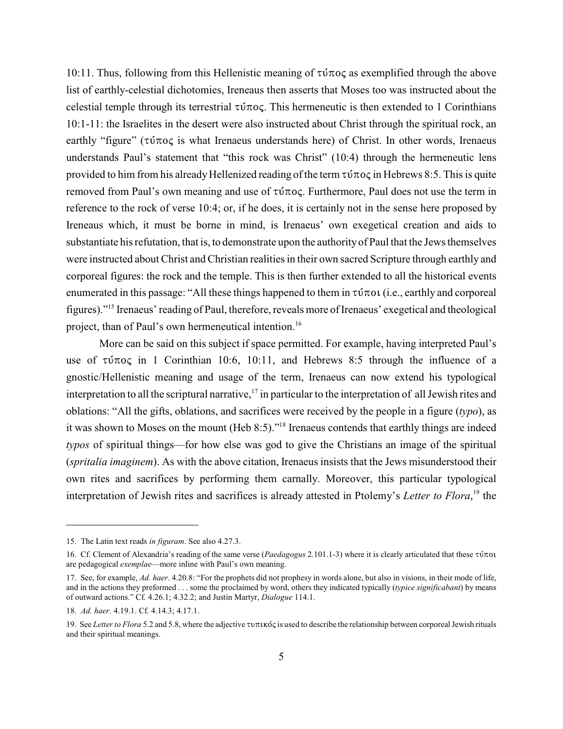10:11. Thus, following from this Hellenistic meaning of τύπος as exemplified through the above list of earthly-celestial dichotomies, Ireneaus then asserts that Moses too was instructed about the celestial temple through its terrestrial τύπος. This hermeneutic is then extended to 1 Corinthians 10:1-11: the Israelites in the desert were also instructed about Christ through the spiritual rock, an earthly "figure" (τύπος is what Irenaeus understands here) of Christ. In other words, Irenaeus understands Paul's statement that "this rock was Christ" (10:4) through the hermeneutic lens provided to him from his already Hellenized reading of the term τύπος in Hebrews 8:5. This is quite removed from Paul's own meaning and use of τύπος. Furthermore, Paul does not use the term in reference to the rock of verse 10:4; or, if he does, it is certainly not in the sense here proposed by Ireneaus which, it must be borne in mind, is Irenaeus' own exegetical creation and aids to substantiate his refutation, that is, to demonstrate upon the authority of Paul that the Jews themselves were instructed about Christ and Christian realities in their own sacred Scripture through earthly and corporeal figures: the rock and the temple. This is then further extended to all the historical events enumerated in this passage: "All these things happened to them in τύποι (i.e., earthly and corporeal figures)."[15] Irenaeus' reading of Paul, therefore, reveals more of Irenaeus' exegetical and theological project, than of Paul's own hermeneutical intention.[16]

More can be said on this subject if space permitted. For example, having interpreted Paul's use of τύπος in 1 Corinthian 10:6, 10:11, and Hebrews 8:5 through the influence of a gnostic/Hellenistic meaning and usage of the term, Irenaeus can now extend his typological interpretation to all the scriptural narrative,[17] in particular to the interpretation of all Jewish rites and oblations: "All the gifts, oblations, and sacrifices were received by the people in a figure (*typo*), as it was shown to Moses on the mount (Heb 8:5)."[18] Irenaeus contends that earthly things are indeed *typos* of spiritual things—for how else was god to give the Christians an image of the spiritual (*spritalia imaginem*). As with the above citation, Irenaeus insists that the Jews misunderstood their own rites and sacrifices by performing them carnally. Moreover, this particular typological interpretation of Jewish rites and sacrifices is already attested in Ptolemy's *Letter to Flora*,[19] the

---

15. The Latin text reads *in figuram*. See also 4.27.3.

16. Cf. Clement of Alexandria's reading of the same verse (*Paedagogus* 2.101.1-3) where it is clearly articulated that these τύποι are pedagogical *exemplae*—more inline with Paul's own meaning.

17. See, for example, *Ad. haer*. 4.20.8: "For the prophets did not prophesy in words alone, but also in visions, in their mode of life, and in the actions they preformed . . . some the proclaimed by word, others they indicated typically (*typice significabant*) by means of outward actions." Cf. 4.26.1; 4.32.2; and Justin Martyr, *Dialogue* 114.1.

18. *Ad. haer*. 4.19.1. Cf. 4.14.3; 4.17.1.

19. See *Letter to Flora* 5.2 and 5.8, where the adjective τυπικός is used to describe the relationship between corporeal Jewish rituals and their spiritual meanings.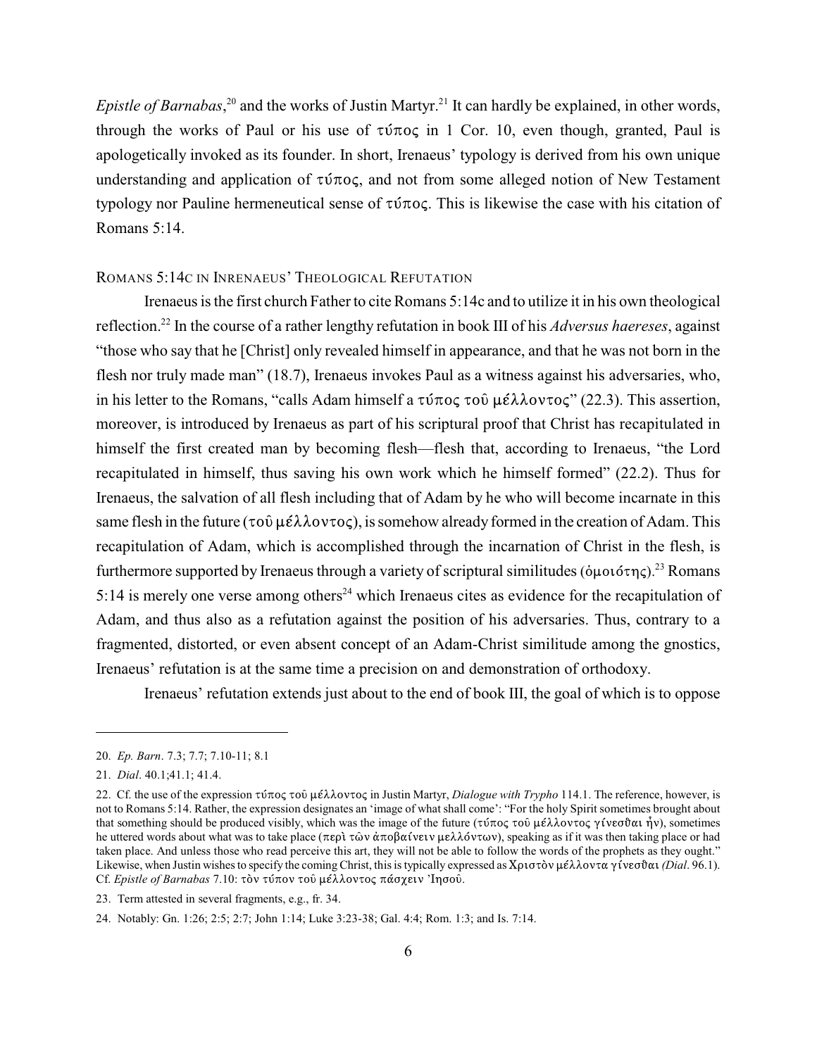*Epistle of Barnabas*,[20] and the works of Justin Martyr.[21] It can hardly be explained, in other words, through the works of Paul or his use of τύπος in 1 Cor. 10, even though, granted, Paul is apologetically invoked as its founder. In short, Irenaeus' typology is derived from his own unique understanding and application of τύπος, and not from some alleged notion of New Testament typology nor Pauline hermeneutical sense of τύπος. This is likewise the case with his citation of Romans 5:14.

## Romans 5:14c in Inrenaeus' Theological Refutation

Irenaeus is the first church Father to cite Romans 5:14c and to utilize it in his own theological reflection.[22] In the course of a rather lengthy refutation in book III of his *Adversus haereses*, against "those who say that he [Christ] only revealed himself in appearance, and that he was not born in the flesh nor truly made man" (18.7), Irenaeus invokes Paul as a witness against his adversaries, who, in his letter to the Romans, "calls Adam himself a τύπος τοῦ μέλλοντος" (22.3). This assertion, moreover, is introduced by Irenaeus as part of his scriptural proof that Christ has recapitulated in himself the first created man by becoming flesh—flesh that, according to Irenaeus, "the Lord recapitulated in himself, thus saving his own work which he himself formed" (22.2). Thus for Irenaeus, the salvation of all flesh including that of Adam by he who will become incarnate in this same flesh in the future (τοῦ μέλλοντος), is somehow already formed in the creation of Adam. This recapitulation of Adam, which is accomplished through the incarnation of Christ in the flesh, is furthermore supported by Irenaeus through a variety of scriptural similitudes (ὁμοιότης).[23] Romans 5:14 is merely one verse among others[24] which Irenaeus cites as evidence for the recapitulation of Adam, and thus also as a refutation against the position of his adversaries. Thus, contrary to a fragmented, distorted, or even absent concept of an Adam-Christ similitude among the gnostics, Irenaeus' refutation is at the same time a precision on and demonstration of orthodoxy.

Irenaeus' refutation extends just about to the end of book III, the goal of which is to oppose

---

20. *Ep. Barn*. 7.3; 7.7; 7.10-11; 8.1

21. *Dial*. 40.1;41.1; 41.4.

22. Cf. the use of the expression τύπος τοῦ μέλλοντος in Justin Martyr, *Dialogue with Trypho* 114.1. The reference, however, is not to Romans 5:14. Rather, the expression designates an 'image of what shall come': "For the holy Spirit sometimes brought about that something should be produced visibly, which was the image of the future (τύπος τοῦ μέλλοντος γίνεσθαι ἦν), sometimes he uttered words about what was to take place (περὶ τῶν ἀποβαίνειν μελλόντων), speaking as if it was then taking place or had taken place. And unless those who read perceive this art, they will not be able to follow the words of the prophets as they ought." Likewise, when Justin wishes to specify the coming Christ, this is typically expressed as Χριστὸν μέλλοντα γίνεσθαι *(Dial*. 96.1). Cf. *Epistle of Barnabas* 7.10: τὸν τύπον τοῦ μέλλοντος πάσχειν Ἰησοῦ.

23. Term attested in several fragments, e.g., fr. 34.

24. Notably: Gn. 1:26; 2:5; 2:7; John 1:14; Luke 3:23-38; Gal. 4:4; Rom. 1:3; and Is. 7:14.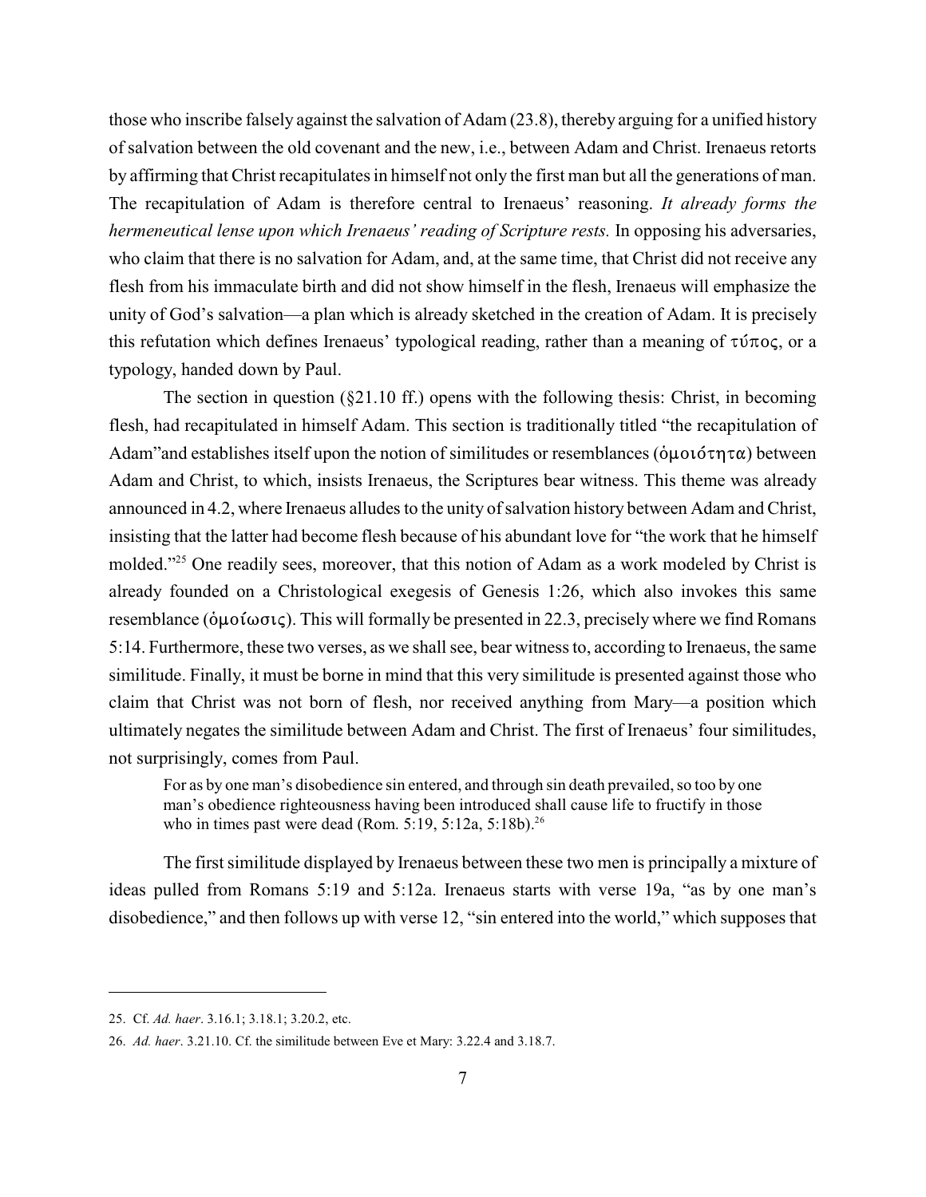those who inscribe falsely against the salvation of Adam (23.8), thereby arguing for a unified history of salvation between the old covenant and the new, i.e., between Adam and Christ. Irenaeus retorts by affirming that Christ recapitulates in himself not only the first man but all the generations of man. The recapitulation of Adam is therefore central to Irenaeus' reasoning. *It already forms the hermeneutical lense upon which Irenaeus' reading of Scripture rests.* In opposing his adversaries, who claim that there is no salvation for Adam, and, at the same time, that Christ did not receive any flesh from his immaculate birth and did not show himself in the flesh, Irenaeus will emphasize the unity of God's salvation—a plan which is already sketched in the creation of Adam. It is precisely this refutation which defines Irenaeus' typological reading, rather than a meaning of τύπος, or a typology, handed down by Paul.

The section in question (§21.10 ff.) opens with the following thesis: Christ, in becoming flesh, had recapitulated in himself Adam. This section is traditionally titled "the recapitulation of Adam"and establishes itself upon the notion of similitudes or resemblances (ὁμοιότητα) between Adam and Christ, to which, insists Irenaeus, the Scriptures bear witness. This theme was already announced in 4.2, where Irenaeus alludes to the unity of salvation history between Adam and Christ, insisting that the latter had become flesh because of his abundant love for "the work that he himself molded."[25] One readily sees, moreover, that this notion of Adam as a work modeled by Christ is already founded on a Christological exegesis of Genesis 1:26, which also invokes this same resemblance (ὁμοίωσις). This will formally be presented in 22.3, precisely where we find Romans 5:14. Furthermore, these two verses, as we shall see, bear witness to, according to Irenaeus, the same similitude. Finally, it must be borne in mind that this very similitude is presented against those who claim that Christ was not born of flesh, nor received anything from Mary—a position which ultimately negates the similitude between Adam and Christ. The first of Irenaeus' four similitudes, not surprisingly, comes from Paul.

> For as by one man's disobedience sin entered, and through sin death prevailed, so too by one man's obedience righteousness having been introduced shall cause life to fructify in those who in times past were dead (Rom. 5:19, 5:12a, 5:18b).[26]

The first similitude displayed by Irenaeus between these two men is principally a mixture of ideas pulled from Romans 5:19 and 5:12a. Irenaeus starts with verse 19a, "as by one man's disobedience," and then follows up with verse 12, "sin entered into the world," which supposes that

---

25. Cf. *Ad. haer*. 3.16.1; 3.18.1; 3.20.2, etc.

26. *Ad. haer*. 3.21.10. Cf. the similitude between Eve et Mary: 3.22.4 and 3.18.7.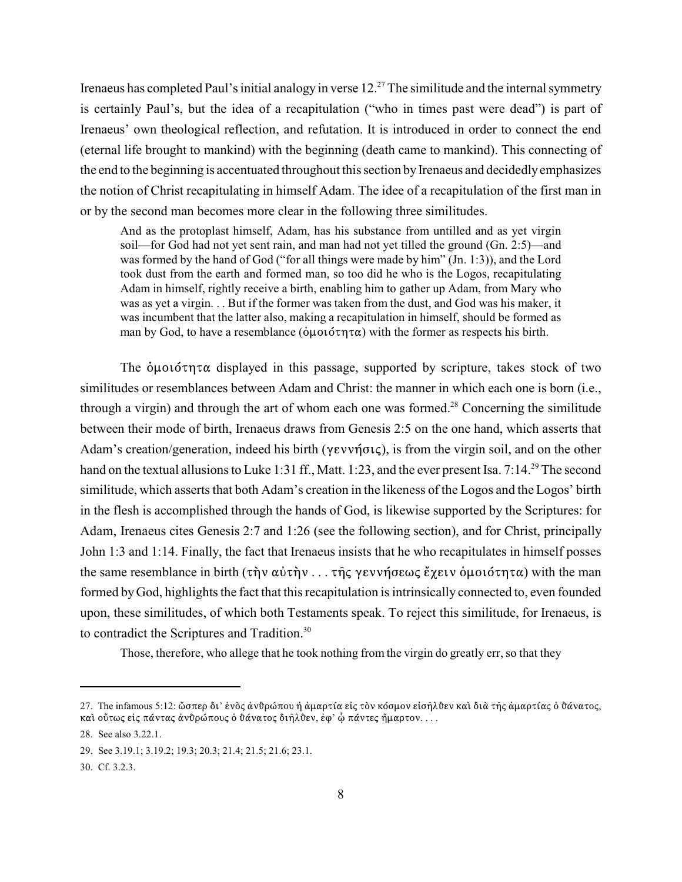Irenaeus has completed Paul's initial analogy in verse 12.[27] The similitude and the internal symmetry is certainly Paul's, but the idea of a recapitulation ("who in times past were dead") is part of Irenaeus' own theological reflection, and refutation. It is introduced in order to connect the end (eternal life brought to mankind) with the beginning (death came to mankind). This connecting of the end to the beginning is accentuated throughout this section by Irenaeus and decidedly emphasizes the notion of Christ recapitulating in himself Adam. The idee of a recapitulation of the first man in or by the second man becomes more clear in the following three similitudes.

> And as the protoplast himself, Adam, has his substance from untilled and as yet virgin soil—for God had not yet sent rain, and man had not yet tilled the ground (Gn. 2:5)—and was formed by the hand of God ("for all things were made by him" (Jn. 1:3)), and the Lord took dust from the earth and formed man, so too did he who is the Logos, recapitulating Adam in himself, rightly receive a birth, enabling him to gather up Adam, from Mary who was as yet a virgin. . . But if the former was taken from the dust, and God was his maker, it was incumbent that the latter also, making a recapitulation in himself, should be formed as man by God, to have a resemblance (ὁμοιότητα) with the former as respects his birth.

The ὁμοιότητα displayed in this passage, supported by scripture, takes stock of two similitudes or resemblances between Adam and Christ: the manner in which each one is born (i.e., through a virgin) and through the art of whom each one was formed.[28] Concerning the similitude between their mode of birth, Irenaeus draws from Genesis 2:5 on the one hand, which asserts that Adam's creation/generation, indeed his birth (γεννήσις), is from the virgin soil, and on the other hand on the textual allusions to Luke 1:31 ff., Matt. 1:23, and the ever present Isa. 7:14.[29] The second similitude, which asserts that both Adam's creation in the likeness of the Logos and the Logos' birth in the flesh is accomplished through the hands of God, is likewise supported by the Scriptures: for Adam, Irenaeus cites Genesis 2:7 and 1:26 (see the following section), and for Christ, principally John 1:3 and 1:14. Finally, the fact that Irenaeus insists that he who recapitulates in himself posses the same resemblance in birth (τὴν αὐτὴν . . . τῆς γεννήσεως ἔχειν ὁμοιότητα) with the man formed by God, highlights the fact that this recapitulation is intrinsically connected to, even founded upon, these similitudes, of which both Testaments speak. To reject this similitude, for Irenaeus, is to contradict the Scriptures and Tradition.[30]

Those, therefore, who allege that he took nothing from the virgin do greatly err, so that they

---

27. The infamous 5:12: ὥσπερ δι' ἑνὸς ἀνθρώπου ἡ ἁμαρτία εἰς τὸν κόσμον εἰσῆλθεν καὶ διὰ τῆς ἁμαρτίας ὁ θάνατος, καὶ οὕτως εἰς πάντας ἀνθρώπους ὁ θάνατος διῆλθεν, ἐφ' ᾧ πάντες ἥμαρτον. . . .

28. See also 3.22.1.

29. See 3.19.1; 3.19.2; 19.3; 20.3; 21.4; 21.5; 21.6; 23.1.

30. Cf. 3.2.3.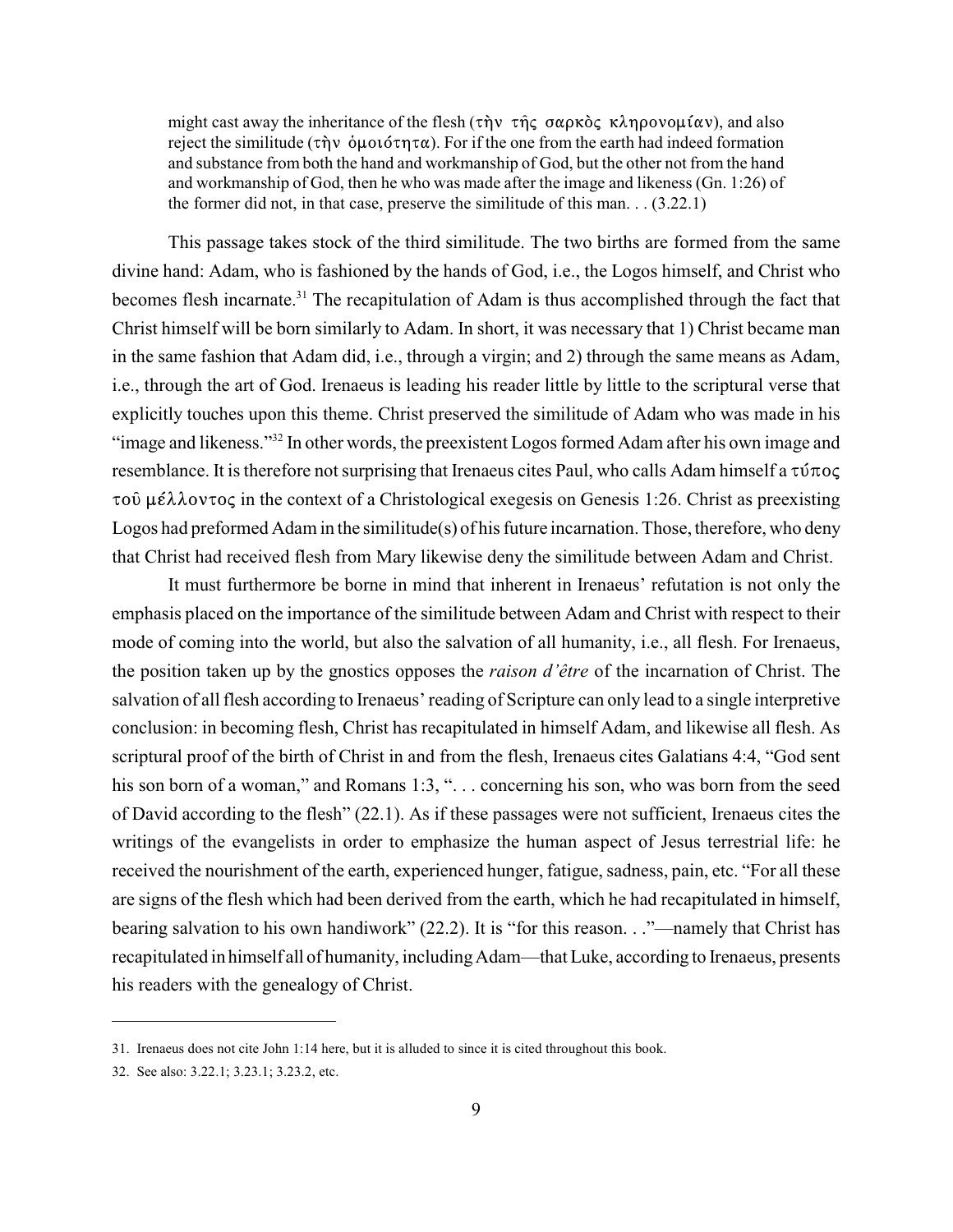> might cast away the inheritance of the flesh (τὴν τῆς σαρκὸς κληρονομίαν), and also reject the similitude (τὴν ὁμοιότητα). For if the one from the earth had indeed formation and substance from both the hand and workmanship of God, but the other not from the hand and workmanship of God, then he who was made after the image and likeness (Gn. 1:26) of the former did not, in that case, preserve the similitude of this man. . . (3.22.1)

This passage takes stock of the third similitude. The two births are formed from the same divine hand: Adam, who is fashioned by the hands of God, i.e., the Logos himself, and Christ who becomes flesh incarnate.[31] The recapitulation of Adam is thus accomplished through the fact that Christ himself will be born similarly to Adam. In short, it was necessary that 1) Christ became man in the same fashion that Adam did, i.e., through a virgin; and 2) through the same means as Adam, i.e., through the art of God. Irenaeus is leading his reader little by little to the scriptural verse that explicitly touches upon this theme. Christ preserved the similitude of Adam who was made in his "image and likeness."[32] In other words, the preexistent Logos formed Adam after his own image and resemblance. It is therefore not surprising that Irenaeus cites Paul, who calls Adam himself a τύπος τοῦ μέλλοντος in the context of a Christological exegesis on Genesis 1:26. Christ as preexisting Logos had preformed Adam in the similitude(s) of his future incarnation. Those, therefore, who deny that Christ had received flesh from Mary likewise deny the similitude between Adam and Christ.

It must furthermore be borne in mind that inherent in Irenaeus' refutation is not only the emphasis placed on the importance of the similitude between Adam and Christ with respect to their mode of coming into the world, but also the salvation of all humanity, i.e., all flesh. For Irenaeus, the position taken up by the gnostics opposes the *raison d'être* of the incarnation of Christ. The salvation of all flesh according to Irenaeus' reading of Scripture can only lead to a single interpretive conclusion: in becoming flesh, Christ has recapitulated in himself Adam, and likewise all flesh. As scriptural proof of the birth of Christ in and from the flesh, Irenaeus cites Galatians 4:4, "God sent his son born of a woman," and Romans 1:3, ". . . concerning his son, who was born from the seed of David according to the flesh" (22.1). As if these passages were not sufficient, Irenaeus cites the writings of the evangelists in order to emphasize the human aspect of Jesus terrestrial life: he received the nourishment of the earth, experienced hunger, fatigue, sadness, pain, etc. "For all these are signs of the flesh which had been derived from the earth, which he had recapitulated in himself, bearing salvation to his own handiwork" (22.2). It is "for this reason. . ."—namely that Christ has recapitulated in himself all of humanity, including Adam—that Luke, according to Irenaeus, presents his readers with the genealogy of Christ.

---

31. Irenaeus does not cite John 1:14 here, but it is alluded to since it is cited throughout this book.

32. See also: 3.22.1; 3.23.1; 3.23.2, etc.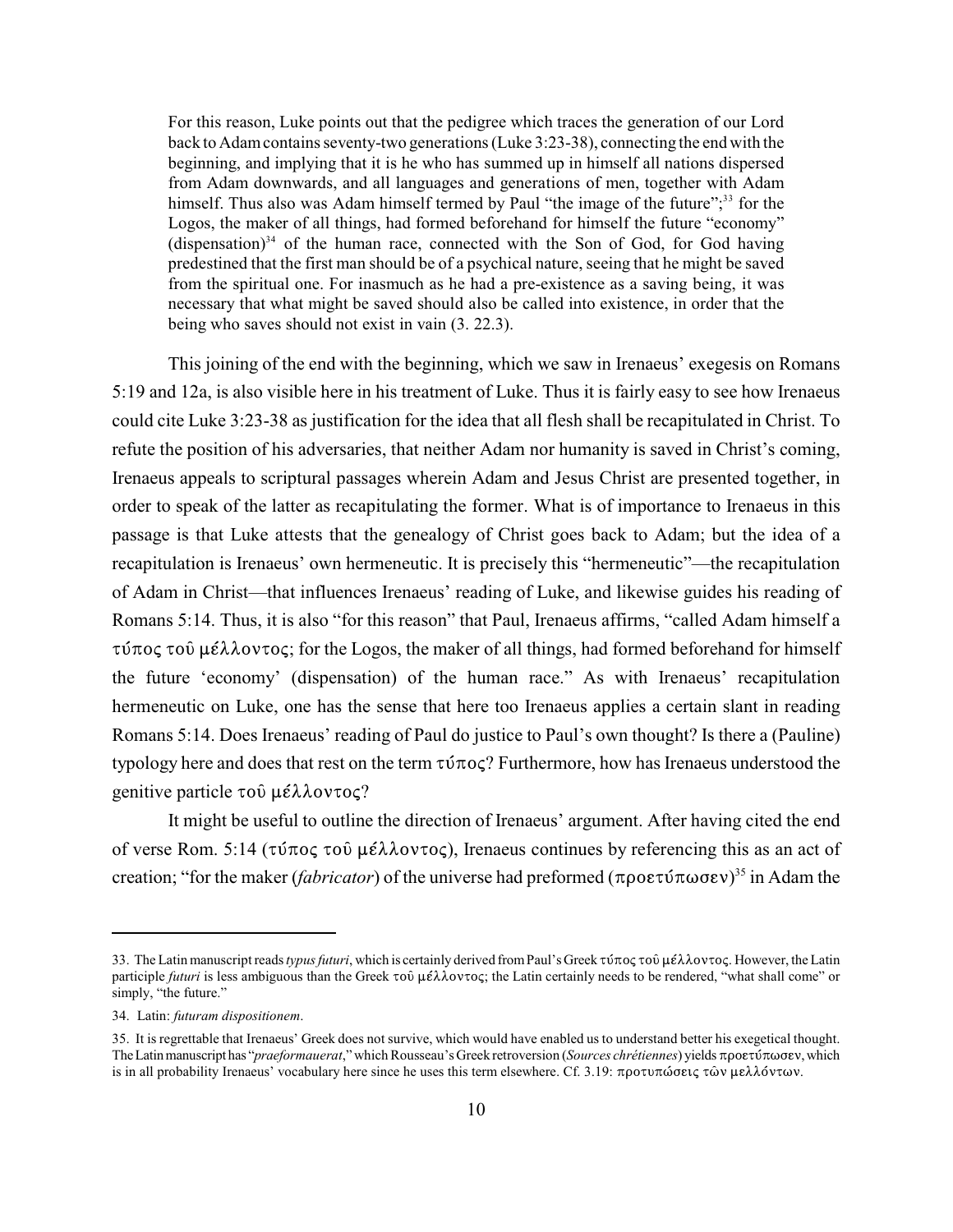> For this reason, Luke points out that the pedigree which traces the generation of our Lord back to Adam contains seventy-two generations (Luke 3:23-38), connecting the end with the beginning, and implying that it is he who has summed up in himself all nations dispersed from Adam downwards, and all languages and generations of men, together with Adam himself. Thus also was Adam himself termed by Paul "the image of the future";[33] for the Logos, the maker of all things, had formed beforehand for himself the future "economy" (dispensation)[34] of the human race, connected with the Son of God, for God having predestined that the first man should be of a psychical nature, seeing that he might be saved from the spiritual one. For inasmuch as he had a pre-existence as a saving being, it was necessary that what might be saved should also be called into existence, in order that the being who saves should not exist in vain (3. 22.3).

This joining of the end with the beginning, which we saw in Irenaeus' exegesis on Romans 5:19 and 12a, is also visible here in his treatment of Luke. Thus it is fairly easy to see how Irenaeus could cite Luke 3:23-38 as justification for the idea that all flesh shall be recapitulated in Christ. To refute the position of his adversaries, that neither Adam nor humanity is saved in Christ's coming, Irenaeus appeals to scriptural passages wherein Adam and Jesus Christ are presented together, in order to speak of the latter as recapitulating the former. What is of importance to Irenaeus in this passage is that Luke attests that the genealogy of Christ goes back to Adam; but the idea of a recapitulation is Irenaeus' own hermeneutic. It is precisely this "hermeneutic"—the recapitulation of Adam in Christ—that influences Irenaeus' reading of Luke, and likewise guides his reading of Romans 5:14. Thus, it is also "for this reason" that Paul, Irenaeus affirms, "called Adam himself a τύπος τοῦ μέλλοντος; for the Logos, the maker of all things, had formed beforehand for himself the future 'economy' (dispensation) of the human race." As with Irenaeus' recapitulation hermeneutic on Luke, one has the sense that here too Irenaeus applies a certain slant in reading Romans 5:14. Does Irenaeus' reading of Paul do justice to Paul's own thought? Is there a (Pauline) typology here and does that rest on the term τύπος? Furthermore, how has Irenaeus understood the genitive particle τοῦ μέλλοντος?

It might be useful to outline the direction of Irenaeus' argument. After having cited the end of verse Rom. 5:14 (τύπος τοῦ μέλλοντος), Irenaeus continues by referencing this as an act of creation; "for the maker (*fabricator*) of the universe had preformed (προετύπωσεν)[35] in Adam the

---

33. The Latin manuscript reads *typus futuri*, which is certainly derived from Paul's Greek τύπος τοῦ μέλλοντος. However, the Latin participle *futuri* is less ambiguous than the Greek τοῦ μέλλοντος; the Latin certainly needs to be rendered, "what shall come" or simply, "the future."

34. Latin: *futuram dispositionem*.

35. It is regrettable that Irenaeus' Greek does not survive, which would have enabled us to understand better his exegetical thought. The Latin manuscript has "*praeformauerat*," which Rousseau's Greek retroversion (*Sources chrétiennes*) yields προετύπωσεν, which is in all probability Irenaeus' vocabulary here since he uses this term elsewhere. Cf. 3.19: προτυπώσεις τῶν μελλόντων.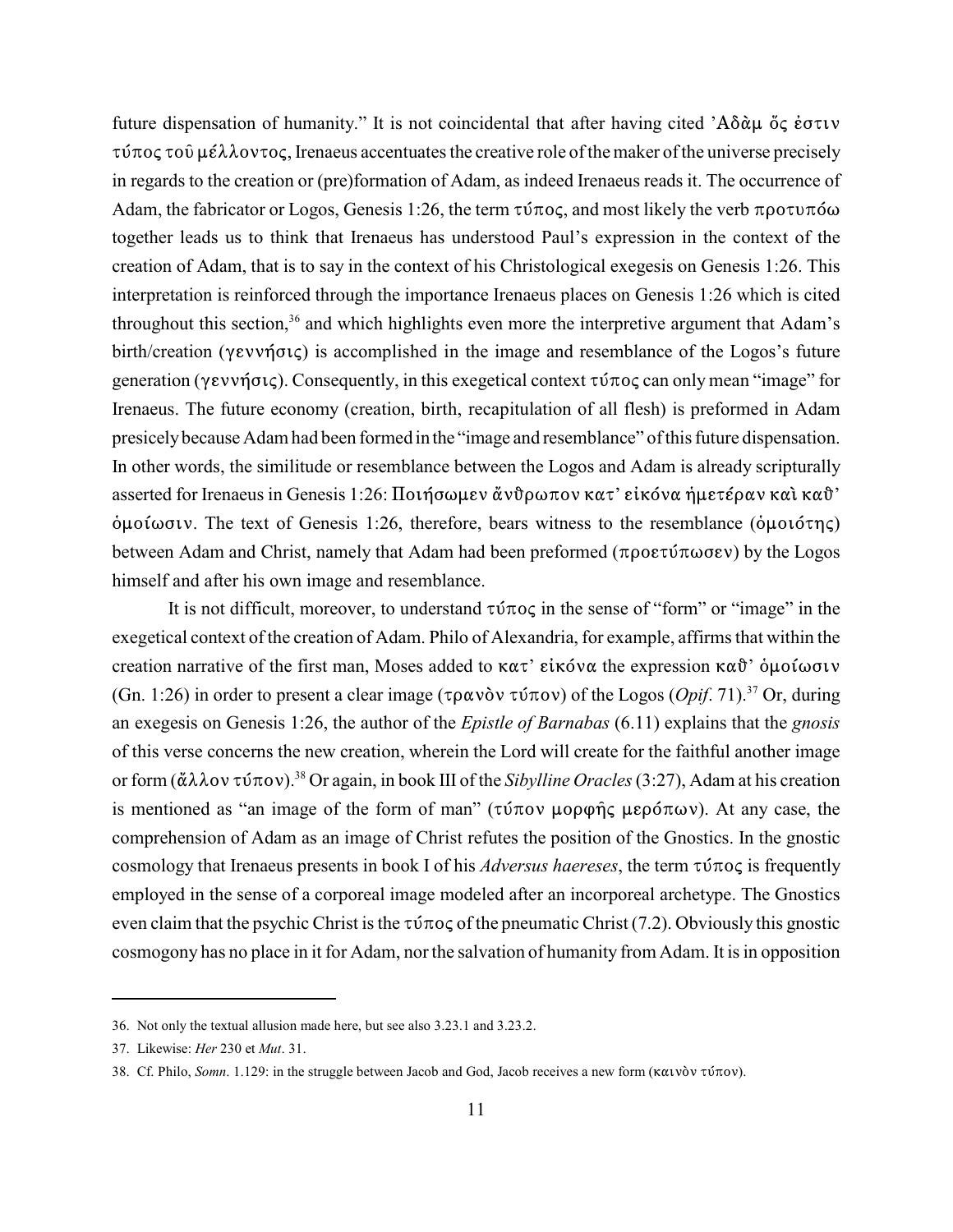future dispensation of humanity." It is not coincidental that after having cited Ἀδὰμ ὅς ἐστιν τύπος τοῦ μέλλοντος, Irenaeus accentuates the creative role of the maker of the universe precisely in regards to the creation or (pre)formation of Adam, as indeed Irenaeus reads it. The occurrence of Adam, the fabricator or Logos, Genesis 1:26, the term τύπος, and most likely the verb προτυπόω together leads us to think that Irenaeus has understood Paul's expression in the context of the creation of Adam, that is to say in the context of his Christological exegesis on Genesis 1:26. This interpretation is reinforced through the importance Irenaeus places on Genesis 1:26 which is cited throughout this section,[36] and which highlights even more the interpretive argument that Adam's birth/creation (γεννήσις) is accomplished in the image and resemblance of the Logos's future generation (γεννήσις). Consequently, in this exegetical context τύπος can only mean "image" for Irenaeus. The future economy (creation, birth, recapitulation of all flesh) is preformed in Adam presicely because Adam had been formed in the "image and resemblance" of this future dispensation. In other words, the similitude or resemblance between the Logos and Adam is already scripturally asserted for Irenaeus in Genesis 1:26: Ποιήσωμεν ἄνθρωπον κατ' εἰκόνα ἡμετέραν καὶ καθ' ὁμοίωσιν. The text of Genesis 1:26, therefore, bears witness to the resemblance (ὁμοιότης) between Adam and Christ, namely that Adam had been preformed (προετύπωσεν) by the Logos himself and after his own image and resemblance.

It is not difficult, moreover, to understand τύπος in the sense of "form" or "image" in the exegetical context of the creation of Adam. Philo of Alexandria, for example, affirms that within the creation narrative of the first man, Moses added to κατ' εἰκόνα the expression καθ' ὁμοίωσιν (Gn. 1:26) in order to present a clear image (τρανὸν τύπον) of the Logos (*Opif*. 71).[37] Or, during an exegesis on Genesis 1:26, the author of the *Epistle of Barnabas* (6.11) explains that the *gnosis* of this verse concerns the new creation, wherein the Lord will create for the faithful another image or form (ἄλλον τύπον).[38] Or again, in book III of the *Sibylline Oracles* (3:27), Adam at his creation is mentioned as "an image of the form of man" (τύπον μορφῆς μερόπων). At any case, the comprehension of Adam as an image of Christ refutes the position of the Gnostics. In the gnostic cosmology that Irenaeus presents in book I of his *Adversus haereses*, the term τύπος is frequently employed in the sense of a corporeal image modeled after an incorporeal archetype. The Gnostics even claim that the psychic Christ is the τύπος of the pneumatic Christ (7.2). Obviously this gnostic cosmogony has no place in it for Adam, nor the salvation of humanity from Adam. It is in opposition

---

36. Not only the textual allusion made here, but see also 3.23.1 and 3.23.2.

37. Likewise: *Her* 230 et *Mut*. 31.

38. Cf. Philo, *Somn*. 1.129: in the struggle between Jacob and God, Jacob receives a new form (καινὸν τύπον).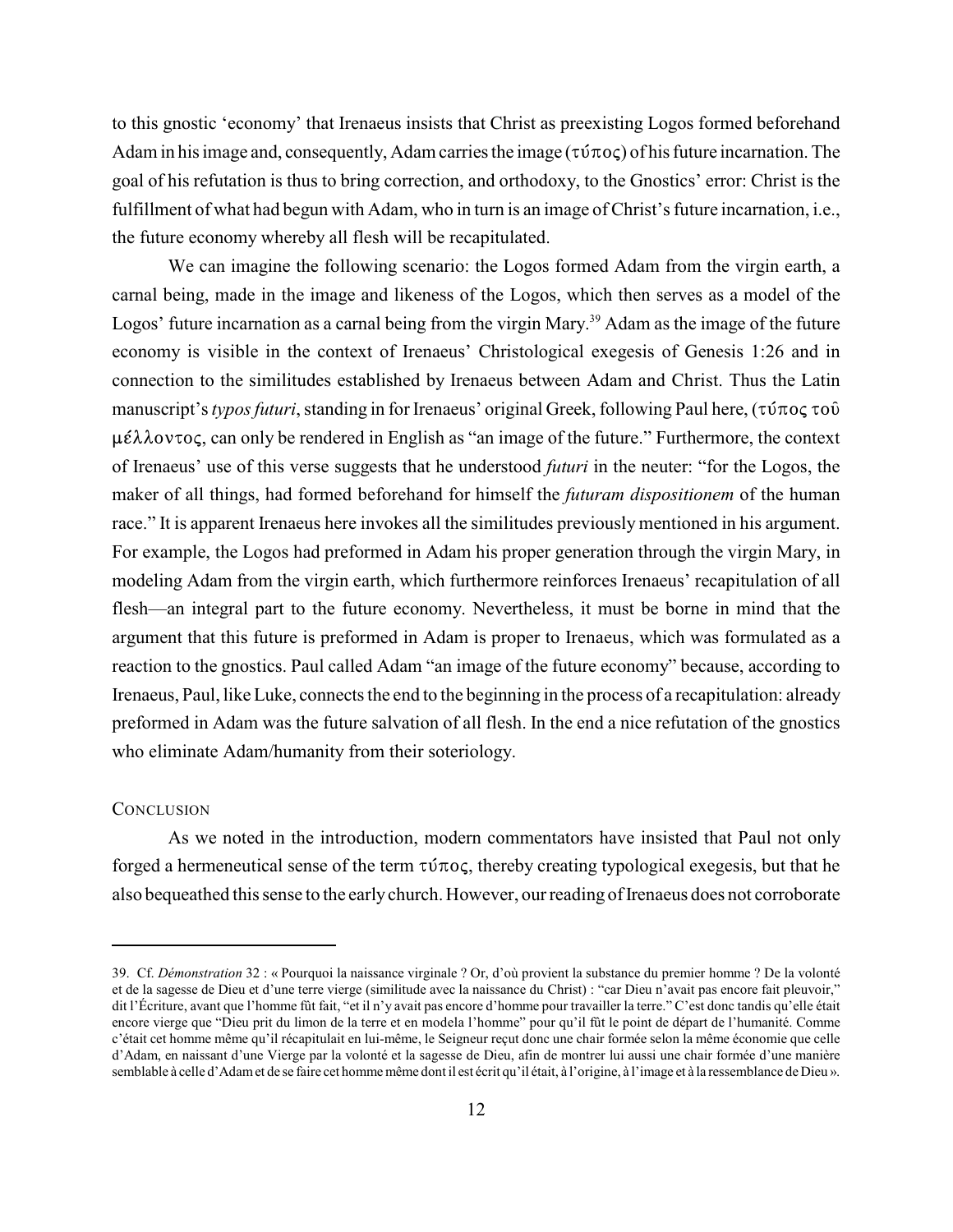to this gnostic 'economy' that Irenaeus insists that Christ as preexisting Logos formed beforehand Adam in his image and, consequently, Adam carries the image (τύπος) of his future incarnation. The goal of his refutation is thus to bring correction, and orthodoxy, to the Gnostics' error: Christ is the fulfillment of what had begun with Adam, who in turn is an image of Christ's future incarnation, i.e., the future economy whereby all flesh will be recapitulated.

We can imagine the following scenario: the Logos formed Adam from the virgin earth, a carnal being, made in the image and likeness of the Logos, which then serves as a model of the Logos' future incarnation as a carnal being from the virgin Mary.[39] Adam as the image of the future economy is visible in the context of Irenaeus' Christological exegesis of Genesis 1:26 and in connection to the similitudes established by Irenaeus between Adam and Christ. Thus the Latin manuscript's *typos futuri*, standing in for Irenaeus' original Greek, following Paul here, (τύπος τοῦ μέλλοντος, can only be rendered in English as "an image of the future." Furthermore, the context of Irenaeus' use of this verse suggests that he understood *futuri* in the neuter: "for the Logos, the maker of all things, had formed beforehand for himself the *futuram dispositionem* of the human race." It is apparent Irenaeus here invokes all the similitudes previously mentioned in his argument. For example, the Logos had preformed in Adam his proper generation through the virgin Mary, in modeling Adam from the virgin earth, which furthermore reinforces Irenaeus' recapitulation of all flesh—an integral part to the future economy. Nevertheless, it must be borne in mind that the argument that this future is preformed in Adam is proper to Irenaeus, which was formulated as a reaction to the gnostics. Paul called Adam "an image of the future economy" because, according to Irenaeus, Paul, like Luke, connects the end to the beginning in the process of a recapitulation: already preformed in Adam was the future salvation of all flesh. In the end a nice refutation of the gnostics who eliminate Adam/humanity from their soteriology.

## Conclusion

As we noted in the introduction, modern commentators have insisted that Paul not only forged a hermeneutical sense of the term τύπος, thereby creating typological exegesis, but that he also bequeathed this sense to the early church. However, our reading of Irenaeus does not corroborate

---

39. Cf. *Démonstration* 32 : « Pourquoi la naissance virginale ? Or, d'où provient la substance du premier homme ? De la volonté et de la sagesse de Dieu et d'une terre vierge (similitude avec la naissance du Christ) : "car Dieu n'avait pas encore fait pleuvoir," dit l'Écriture, avant que l'homme fût fait, "et il n'y avait pas encore d'homme pour travailler la terre." C'est donc tandis qu'elle était encore vierge que "Dieu prit du limon de la terre et en modela l'homme" pour qu'il fût le point de départ de l'humanité. Comme c'était cet homme même qu'il récapitulait en lui-même, le Seigneur reçut donc une chair formée selon la même économie que celle d'Adam, en naissant d'une Vierge par la volonté et la sagesse de Dieu, afin de montrer lui aussi une chair formée d'une manière semblable à celle d'Adam et de se faire cet homme même dont il est écrit qu'il était, à l'origine, à l'image et à la ressemblance de Dieu ».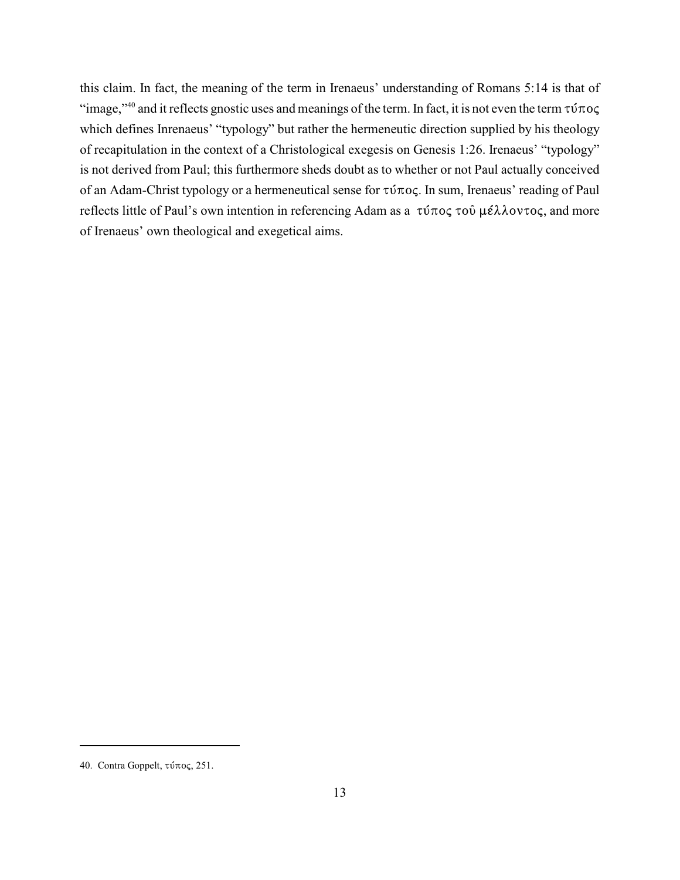this claim. In fact, the meaning of the term in Irenaeus' understanding of Romans 5:14 is that of "image,"[40] and it reflects gnostic uses and meanings of the term. In fact, it is not even the term τύπος which defines Inrenaeus' "typology" but rather the hermeneutic direction supplied by his theology of recapitulation in the context of a Christological exegesis on Genesis 1:26. Irenaeus' "typology" is not derived from Paul; this furthermore sheds doubt as to whether or not Paul actually conceived of an Adam-Christ typology or a hermeneutical sense for τύπος. In sum, Irenaeus' reading of Paul reflects little of Paul's own intention in referencing Adam as a τύπος τοῦ μέλλοντος, and more of Irenaeus' own theological and exegetical aims.

---

40. Contra Goppelt, τύπος, 251.